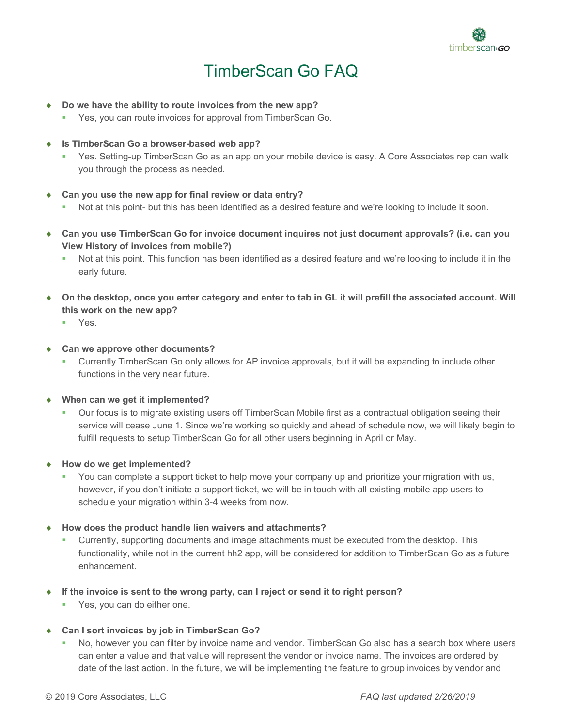# TimberScan Go FAQ

- **Do we have the ability to route invoices from the new app?**
  - Yes, you can route invoices for approval from TimberScan Go.

- **Is TimberScan Go a browser-based web app?**
  - Yes. Setting-up TimberScan Go as an app on your mobile device is easy. A Core Associates rep can walk you through the process as needed.

- **Can you use the new app for final review or data entry?**
  - Not at this point- but this has been identified as a desired feature and we're looking to include it soon.

- **Can you use TimberScan Go for invoice document inquires not just document approvals? (i.e. can you View History of invoices from mobile?)**
  - Not at this point. This function has been identified as a desired feature and we're looking to include it in the early future.

- **On the desktop, once you enter category and enter to tab in GL it will prefill the associated account. Will this work on the new app?**
  - Yes.

- **Can we approve other documents?**
  - Currently TimberScan Go only allows for AP invoice approvals, but it will be expanding to include other functions in the very near future.

- **When can we get it implemented?**
  - Our focus is to migrate existing users off TimberScan Mobile first as a contractual obligation seeing their service will cease June 1. Since we're working so quickly and ahead of schedule now, we will likely begin to fulfill requests to setup TimberScan Go for all other users beginning in April or May.

- **How do we get implemented?**
  - You can complete a support ticket to help move your company up and prioritize your migration with us, however, if you don't initiate a support ticket, we will be in touch with all existing mobile app users to schedule your migration within 3-4 weeks from now.

- **How does the product handle lien waivers and attachments?**
  - Currently, supporting documents and image attachments must be executed from the desktop. This functionality, while not in the current hh2 app, will be considered for addition to TimberScan Go as a future enhancement.

- **If the invoice is sent to the wrong party, can I reject or send it to right person?**
  - Yes, you can do either one.

- **Can I sort invoices by job in TimberScan Go?**
  - No, however you can filter by invoice name and vendor. TimberScan Go also has a search box where users can enter a value and that value will represent the vendor or invoice name. The invoices are ordered by date of the last action. In the future, we will be implementing the feature to group invoices by vendor and

© 2019 Core Associates, LLC

*FAQ last updated 2/26/2019*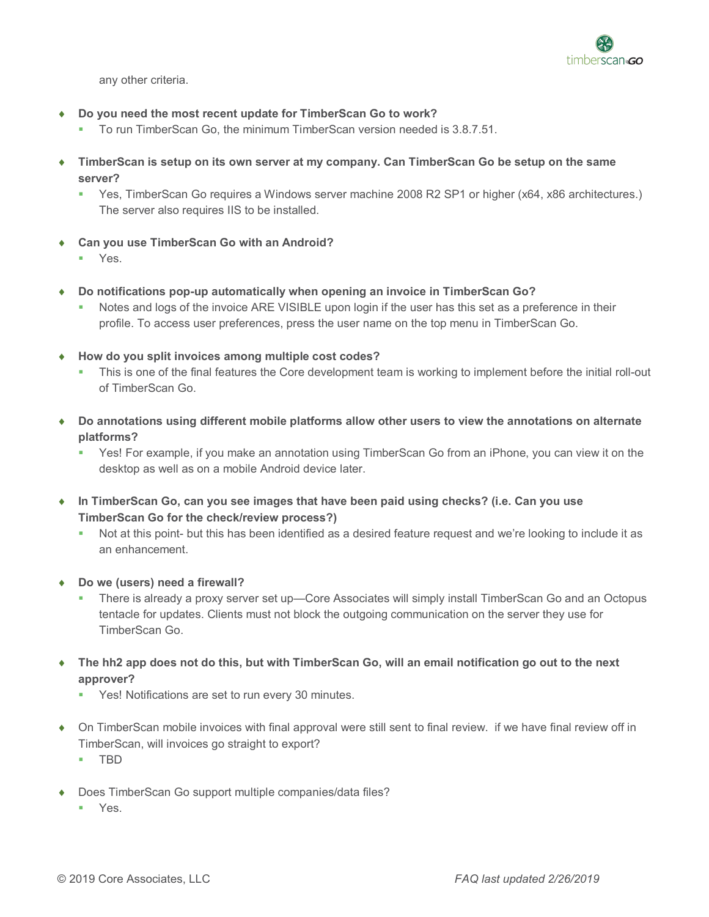any other criteria.

- **Do you need the most recent update for TimberScan Go to work?**
  - To run TimberScan Go, the minimum TimberScan version needed is 3.8.7.51.

- **TimberScan is setup on its own server at my company. Can TimberScan Go be setup on the same server?**
  - Yes, TimberScan Go requires a Windows server machine 2008 R2 SP1 or higher (x64, x86 architectures.) The server also requires IIS to be installed.

- **Can you use TimberScan Go with an Android?**
  - Yes.

- **Do notifications pop-up automatically when opening an invoice in TimberScan Go?**
  - Notes and logs of the invoice ARE VISIBLE upon login if the user has this set as a preference in their profile. To access user preferences, press the user name on the top menu in TimberScan Go.

- **How do you split invoices among multiple cost codes?**
  - This is one of the final features the Core development team is working to implement before the initial roll-out of TimberScan Go.

- **Do annotations using different mobile platforms allow other users to view the annotations on alternate platforms?**
  - Yes! For example, if you make an annotation using TimberScan Go from an iPhone, you can view it on the desktop as well as on a mobile Android device later.

- **In TimberScan Go, can you see images that have been paid using checks? (i.e. Can you use TimberScan Go for the check/review process?)**
  - Not at this point- but this has been identified as a desired feature request and we're looking to include it as an enhancement.

- **Do we (users) need a firewall?**
  - There is already a proxy server set up—Core Associates will simply install TimberScan Go and an Octopus tentacle for updates. Clients must not block the outgoing communication on the server they use for TimberScan Go.

- **The hh2 app does not do this, but with TimberScan Go, will an email notification go out to the next approver?**
  - Yes! Notifications are set to run every 30 minutes.

- On TimberScan mobile invoices with final approval were still sent to final review.  if we have final review off in TimberScan, will invoices go straight to export?
  - TBD

- Does TimberScan Go support multiple companies/data files?
  - Yes.

© 2019 Core Associates, LLC

*FAQ last updated 2/26/2019*